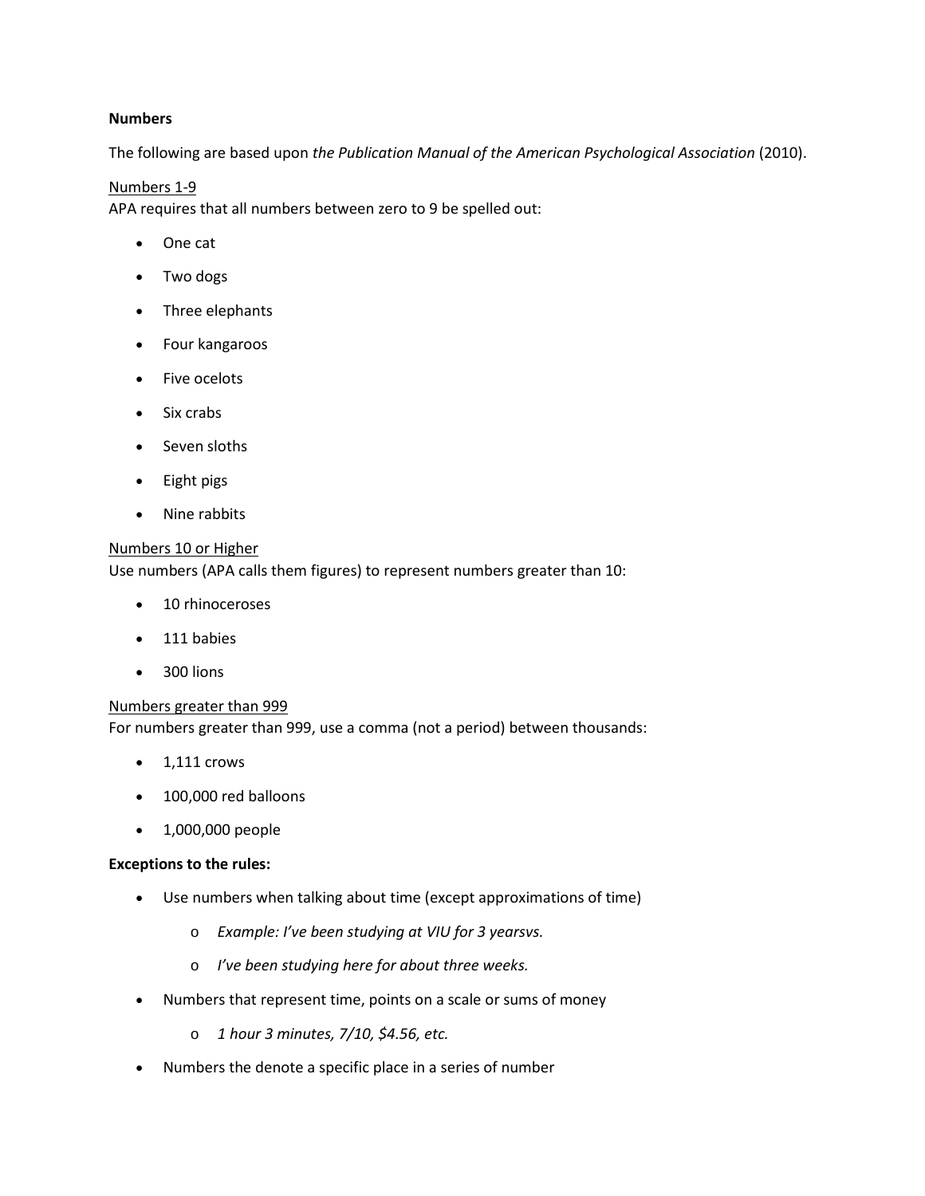**Numbers**

The following are based upon *the Publication Manual of the American Psychological Association* (2010).

Numbers 1-9

APA requires that all numbers between zero to 9 be spelled out:

- One cat
- Two dogs
- Three elephants
- Four kangaroos
- Five ocelots
- Six crabs
- Seven sloths
- Eight pigs
- Nine rabbits

Numbers 10 or Higher

Use numbers (APA calls them figures) to represent numbers greater than 10:

- 10 rhinoceroses
- 111 babies
- 300 lions

Numbers greater than 999

For numbers greater than 999, use a comma (not a period) between thousands:

- 1,111 crows
- 100,000 red balloons
- 1,000,000 people

**Exceptions to the rules:**

- Use numbers when talking about time (except approximations of time)
  - *Example: I've been studying at VIU for 3 yearsvs.*
  - *I've been studying here for about three weeks.*
- Numbers that represent time, points on a scale or sums of money
  - *1 hour 3 minutes, 7/10, $4.56, etc.*
- Numbers the denote a specific place in a series of number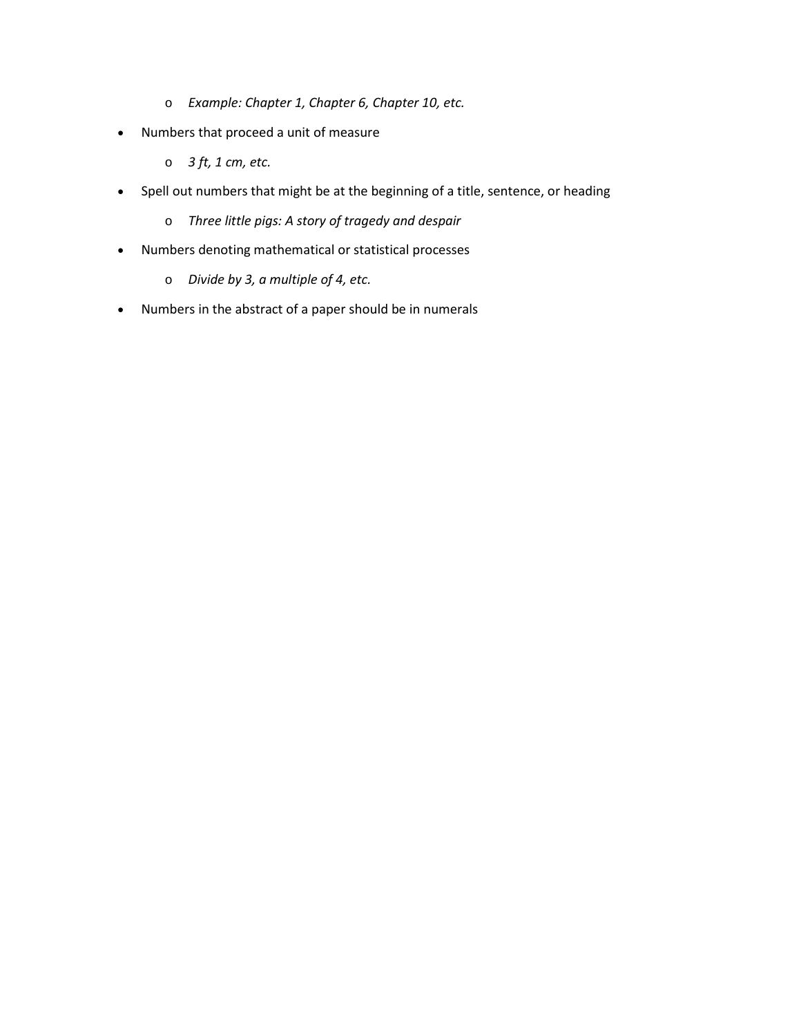- *Example: Chapter 1, Chapter 6, Chapter 10, etc.*
- Numbers that proceed a unit of measure
  - *3 ft, 1 cm, etc.*
- Spell out numbers that might be at the beginning of a title, sentence, or heading
  - *Three little pigs: A story of tragedy and despair*
- Numbers denoting mathematical or statistical processes
  - *Divide by 3, a multiple of 4, etc.*
- Numbers in the abstract of a paper should be in numerals